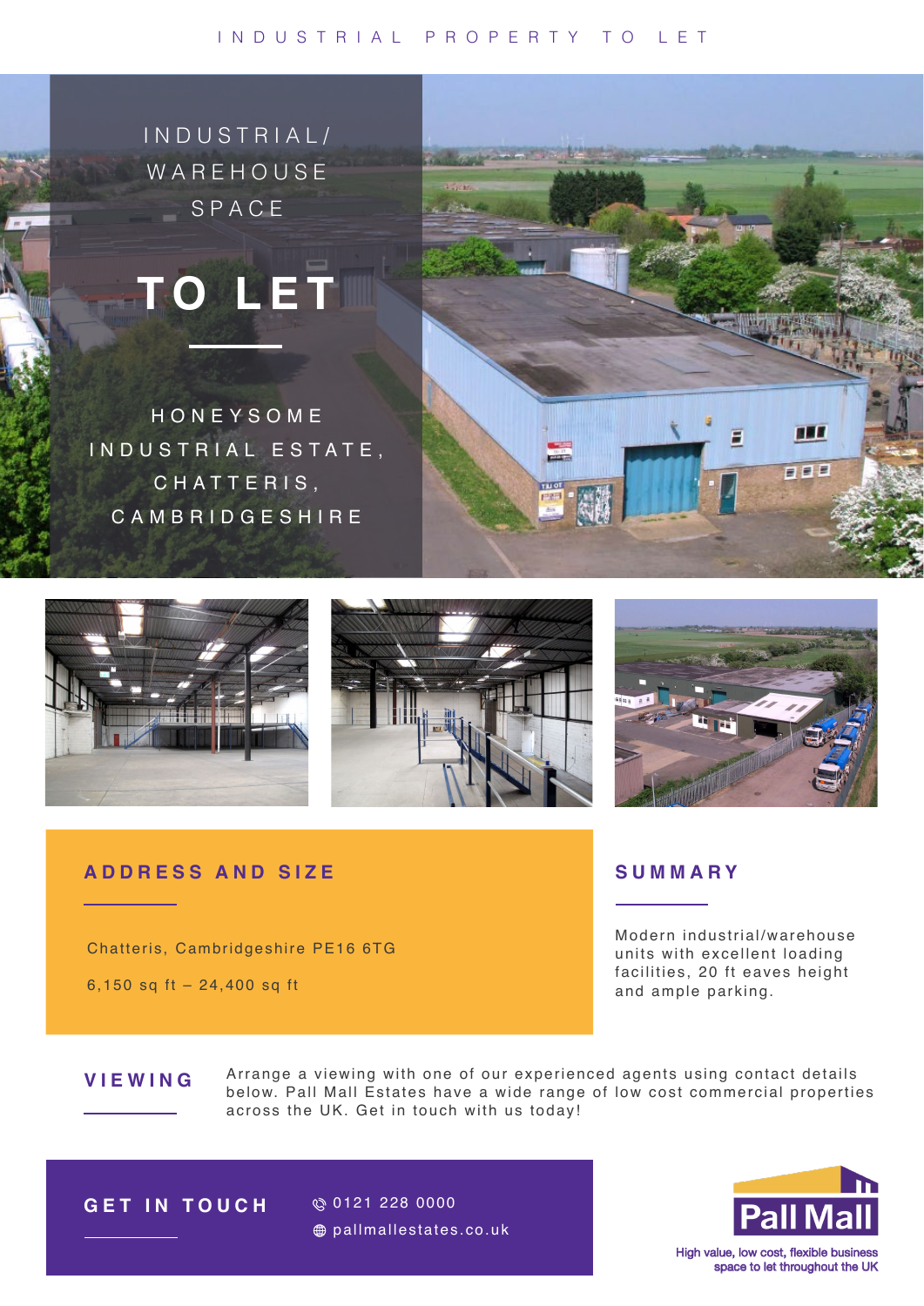INDUSTRIAL PROPERTY TO LET

# INDUSTRIAL/ WAREHOUSE SPACE

# TO LET

HONEYSOME INDUSTRIAL ESTATE, CHATTERIS, CAMBRIDGESHIRE

## ADDRESS AND SIZE

Chatteris, Cambridgeshire PE16 6TG

6,150 sq ft – 24,400 sq ft

## SUMMARY

Modern industrial/warehouse units with excellent loading facilities, 20 ft eaves height and ample parking.

## VIEWING

Arrange a viewing with one of our experienced agents using contact details below. Pall Mall Estates have a wide range of low cost commercial properties across the UK. Get in touch with us today!

## GET IN TOUCH

0121 228 0000

pallmallestates.co.uk

Pall Mall

High value, low cost, flexible business space to let throughout the UK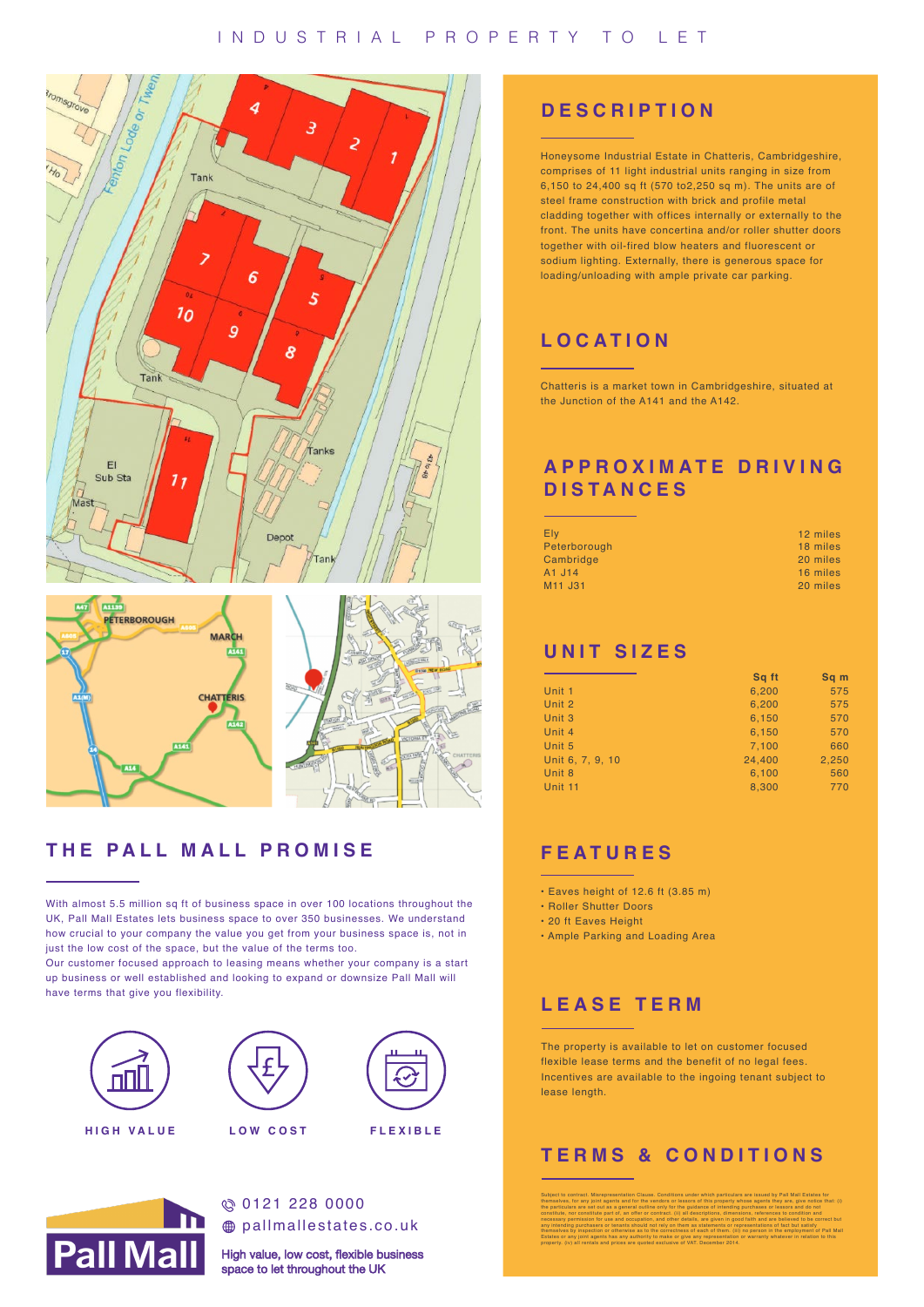INDUSTRIAL PROPERTY TO LET

## DESCRIPTION

Honeysome Industrial Estate in Chatteris, Cambridgeshire, comprises of 11 light industrial units ranging in size from 6,150 to 24,400 sq ft (570 to2,250 sq m). The units are of steel frame construction with brick and profile metal cladding together with offices internally or externally to the front. The units have concertina and/or roller shutter doors together with oil-fired blow heaters and fluorescent or sodium lighting. Externally, there is generous space for loading/unloading with ample private car parking.

## LOCATION

Chatteris is a market town in Cambridgeshire, situated at the Junction of the A141 and the A142.

## APPROXIMATE DRIVING DISTANCES

| | |
|---|---|
| Ely | 12 miles |
| Peterborough | 18 miles |
| Cambridge | 20 miles |
| A1 J14 | 16 miles |
| M11 J31 | 20 miles |

## UNIT SIZES

| | Sq ft | Sq m |
|---|---|---|
| Unit 1 | 6,200 | 575 |
| Unit 2 | 6,200 | 575 |
| Unit 3 | 6,150 | 570 |
| Unit 4 | 6,150 | 570 |
| Unit 5 | 7,100 | 660 |
| Unit 6, 7, 9, 10 | 24,400 | 2,250 |
| Unit 8 | 6,100 | 560 |
| Unit 11 | 8,300 | 770 |

## FEATURES

- Eaves height of 12.6 ft (3.85 m)
- Roller Shutter Doors
- 20 ft Eaves Height
- Ample Parking and Loading Area

## LEASE TERM

The property is available to let on customer focused flexible lease terms and the benefit of no legal fees. Incentives are available to the ingoing tenant subject to lease length.

## TERMS & CONDITIONS

Subject to contract. Misrepresentation Clause. Conditions under which particulars are issued by Pall Mall Estates for themselves, for any joint agents and for the vendors or lessors of this property whose agents they are, give notice that: (i) the particulars are set out as a general outline only for the guidance of intending purchasers or lessors and do not constitute, nor constitute part of, an offer or contract. (ii) all descriptions, dimensions, references to condition and necessary permission for use and occupation, and other details, are given in good faith and are believed to be correct but any intending purchasers or tenants should not rely on them as statements or representations of fact but satisfy themselves by inspection or otherwise as to the correctness of each of them. (iii) no person in the employment of Pall Mall Estates or any joint agents has any authority to make or give any representation or warranty whatever in relation to this property. (iv) all rentals and prices are quoted exclusive of VAT. December 2014.

## THE PALL MALL PROMISE

With almost 5.5 million sq ft of business space in over 100 locations throughout the UK, Pall Mall Estates lets business space to over 350 businesses. We understand how crucial to your company the value you get from your business space is, not in just the low cost of the space, but the value of the terms too.
Our customer focused approach to leasing means whether your company is a start up business or well established and looking to expand or downsize Pall Mall will have terms that give you flexibility.

HIGH VALUE

LOW COST

FLEXIBLE

0121 228 0000
pallmallestates.co.uk

Pall Mall

High value, low cost, flexible business space to let throughout the UK